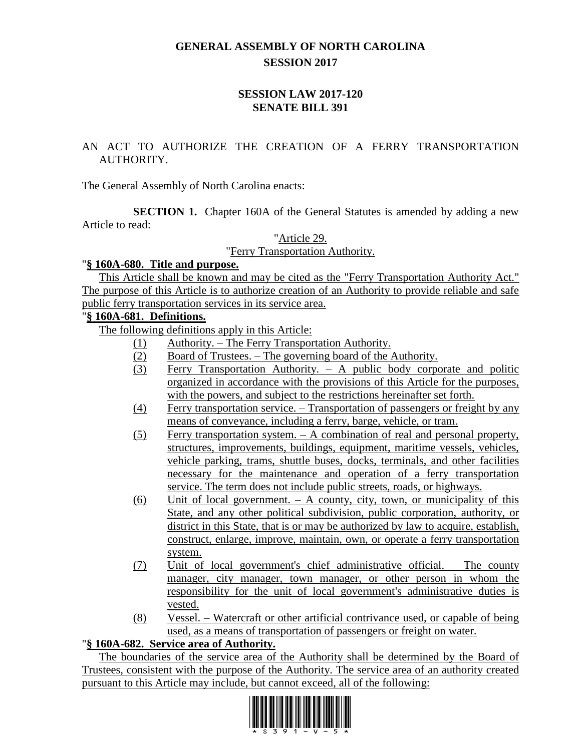# GENERAL ASSEMBLY OF NORTH CAROLINA
## SESSION 2017

## SESSION LAW 2017-120
## SENATE BILL 391

AN ACT TO AUTHORIZE THE CREATION OF A FERRY TRANSPORTATION AUTHORITY.

The General Assembly of North Carolina enacts:

**SECTION 1.** Chapter 160A of the General Statutes is amended by adding a new Article to read:

"Article 29.

"Ferry Transportation Authority.

"**§ 160A-680. Title and purpose.**

This Article shall be known and may be cited as the "Ferry Transportation Authority Act." The purpose of this Article is to authorize creation of an Authority to provide reliable and safe public ferry transportation services in its service area.

"**§ 160A-681. Definitions.**

The following definitions apply in this Article:

(1) Authority. – The Ferry Transportation Authority.

(2) Board of Trustees. – The governing board of the Authority.

(3) Ferry Transportation Authority. – A public body corporate and politic organized in accordance with the provisions of this Article for the purposes, with the powers, and subject to the restrictions hereinafter set forth.

(4) Ferry transportation service. – Transportation of passengers or freight by any means of conveyance, including a ferry, barge, vehicle, or tram.

(5) Ferry transportation system. – A combination of real and personal property, structures, improvements, buildings, equipment, maritime vessels, vehicles, vehicle parking, trams, shuttle buses, docks, terminals, and other facilities necessary for the maintenance and operation of a ferry transportation service. The term does not include public streets, roads, or highways.

(6) Unit of local government. – A county, city, town, or municipality of this State, and any other political subdivision, public corporation, authority, or district in this State, that is or may be authorized by law to acquire, establish, construct, enlarge, improve, maintain, own, or operate a ferry transportation system.

(7) Unit of local government's chief administrative official. – The county manager, city manager, town manager, or other person in whom the responsibility for the unit of local government's administrative duties is vested.

(8) Vessel. – Watercraft or other artificial contrivance used, or capable of being used, as a means of transportation of passengers or freight on water.

"**§ 160A-682. Service area of Authority.**

The boundaries of the service area of the Authority shall be determined by the Board of Trustees, consistent with the purpose of the Authority. The service area of an authority created pursuant to this Article may include, but cannot exceed, all of the following: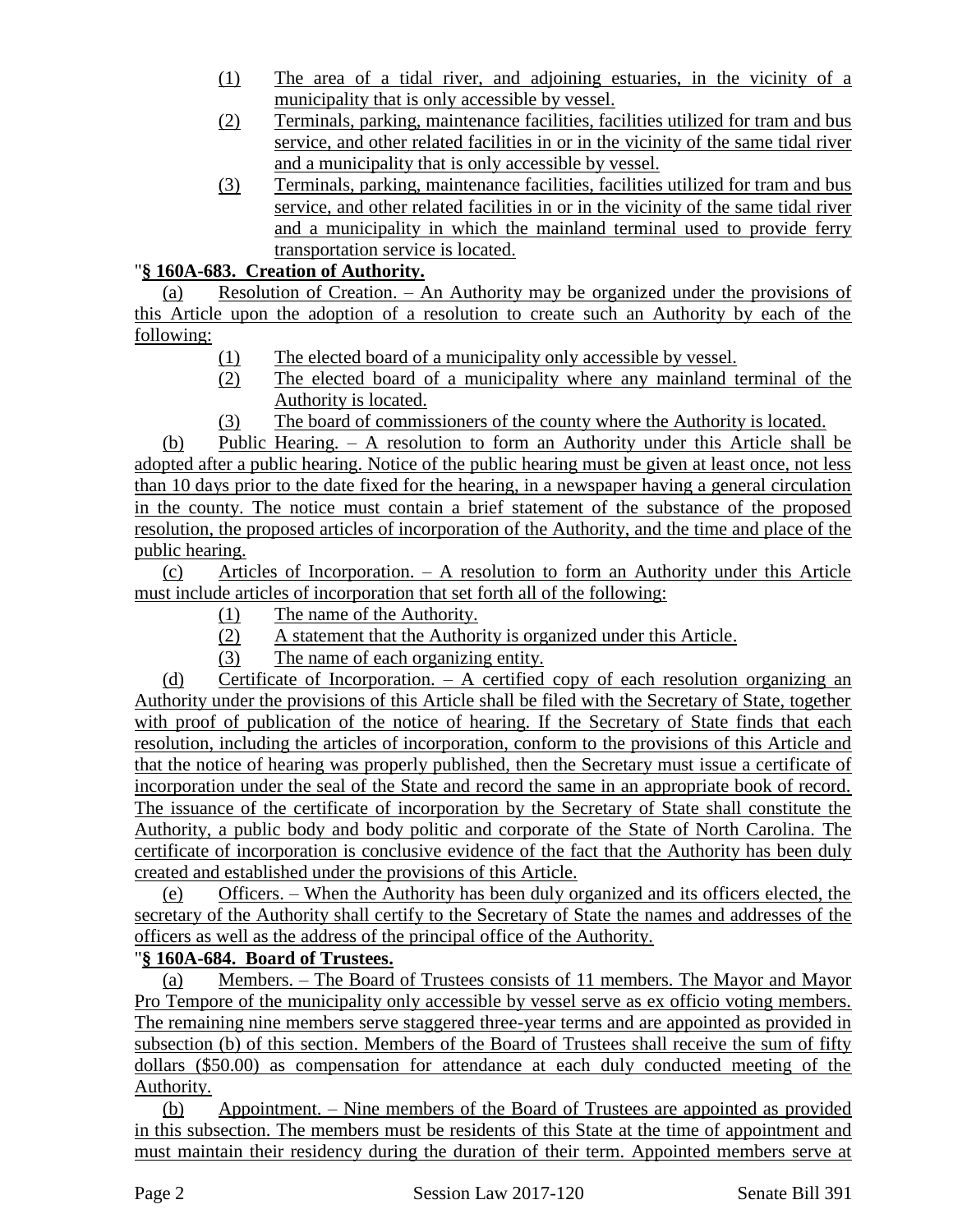(1) The area of a tidal river, and adjoining estuaries, in the vicinity of a municipality that is only accessible by vessel.

(2) Terminals, parking, maintenance facilities, facilities utilized for tram and bus service, and other related facilities in or in the vicinity of the same tidal river and a municipality that is only accessible by vessel.

(3) Terminals, parking, maintenance facilities, facilities utilized for tram and bus service, and other related facilities in or in the vicinity of the same tidal river and a municipality in which the mainland terminal used to provide ferry transportation service is located.

"**§ 160A-683. Creation of Authority.**

(a) Resolution of Creation. – An Authority may be organized under the provisions of this Article upon the adoption of a resolution to create such an Authority by each of the following:

(1) The elected board of a municipality only accessible by vessel.

(2) The elected board of a municipality where any mainland terminal of the Authority is located.

(3) The board of commissioners of the county where the Authority is located.

(b) Public Hearing. – A resolution to form an Authority under this Article shall be adopted after a public hearing. Notice of the public hearing must be given at least once, not less than 10 days prior to the date fixed for the hearing, in a newspaper having a general circulation in the county. The notice must contain a brief statement of the substance of the proposed resolution, the proposed articles of incorporation of the Authority, and the time and place of the public hearing.

(c) Articles of Incorporation. – A resolution to form an Authority under this Article must include articles of incorporation that set forth all of the following:

(1) The name of the Authority.

(2) A statement that the Authority is organized under this Article.

(3) The name of each organizing entity.

(d) Certificate of Incorporation. – A certified copy of each resolution organizing an Authority under the provisions of this Article shall be filed with the Secretary of State, together with proof of publication of the notice of hearing. If the Secretary of State finds that each resolution, including the articles of incorporation, conform to the provisions of this Article and that the notice of hearing was properly published, then the Secretary must issue a certificate of incorporation under the seal of the State and record the same in an appropriate book of record. The issuance of the certificate of incorporation by the Secretary of State shall constitute the Authority, a public body and body politic and corporate of the State of North Carolina. The certificate of incorporation is conclusive evidence of the fact that the Authority has been duly created and established under the provisions of this Article.

(e) Officers. – When the Authority has been duly organized and its officers elected, the secretary of the Authority shall certify to the Secretary of State the names and addresses of the officers as well as the address of the principal office of the Authority.

"**§ 160A-684. Board of Trustees.**

(a) Members. – The Board of Trustees consists of 11 members. The Mayor and Mayor Pro Tempore of the municipality only accessible by vessel serve as ex officio voting members. The remaining nine members serve staggered three-year terms and are appointed as provided in subsection (b) of this section. Members of the Board of Trustees shall receive the sum of fifty dollars ($50.00) as compensation for attendance at each duly conducted meeting of the Authority.

(b) Appointment. – Nine members of the Board of Trustees are appointed as provided in this subsection. The members must be residents of this State at the time of appointment and must maintain their residency during the duration of their term. Appointed members serve at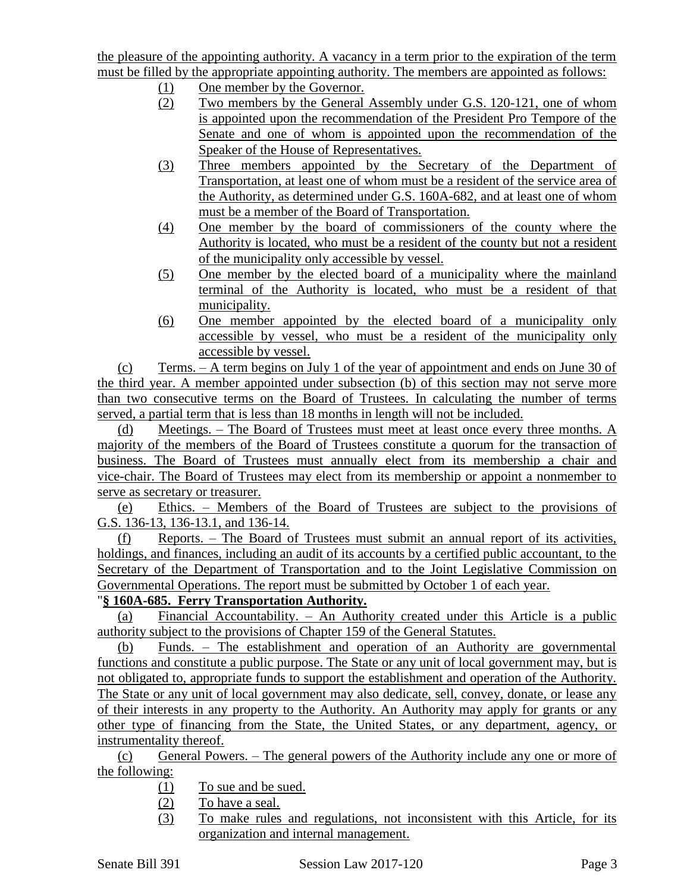the pleasure of the appointing authority. A vacancy in a term prior to the expiration of the term must be filled by the appropriate appointing authority. The members are appointed as follows:

(1) One member by the Governor.
(2) Two members by the General Assembly under G.S. 120-121, one of whom is appointed upon the recommendation of the President Pro Tempore of the Senate and one of whom is appointed upon the recommendation of the Speaker of the House of Representatives.
(3) Three members appointed by the Secretary of the Department of Transportation, at least one of whom must be a resident of the service area of the Authority, as determined under G.S. 160A-682, and at least one of whom must be a member of the Board of Transportation.
(4) One member by the board of commissioners of the county where the Authority is located, who must be a resident of the county but not a resident of the municipality only accessible by vessel.
(5) One member by the elected board of a municipality where the mainland terminal of the Authority is located, who must be a resident of that municipality.
(6) One member appointed by the elected board of a municipality only accessible by vessel, who must be a resident of the municipality only accessible by vessel.

(c) Terms. – A term begins on July 1 of the year of appointment and ends on June 30 of the third year. A member appointed under subsection (b) of this section may not serve more than two consecutive terms on the Board of Trustees. In calculating the number of terms served, a partial term that is less than 18 months in length will not be included.

(d) Meetings. – The Board of Trustees must meet at least once every three months. A majority of the members of the Board of Trustees constitute a quorum for the transaction of business. The Board of Trustees must annually elect from its membership a chair and vice-chair. The Board of Trustees may elect from its membership or appoint a nonmember to serve as secretary or treasurer.

(e) Ethics. – Members of the Board of Trustees are subject to the provisions of G.S. 136-13, 136-13.1, and 136-14.

(f) Reports. – The Board of Trustees must submit an annual report of its activities, holdings, and finances, including an audit of its accounts by a certified public accountant, to the Secretary of the Department of Transportation and to the Joint Legislative Commission on Governmental Operations. The report must be submitted by October 1 of each year.

"**§ 160A-685. Ferry Transportation Authority.**

(a) Financial Accountability. – An Authority created under this Article is a public authority subject to the provisions of Chapter 159 of the General Statutes.

(b) Funds. – The establishment and operation of an Authority are governmental functions and constitute a public purpose. The State or any unit of local government may, but is not obligated to, appropriate funds to support the establishment and operation of the Authority. The State or any unit of local government may also dedicate, sell, convey, donate, or lease any of their interests in any property to the Authority. An Authority may apply for grants or any other type of financing from the State, the United States, or any department, agency, or instrumentality thereof.

(c) General Powers. – The general powers of the Authority include any one or more of the following:

(1) To sue and be sued.
(2) To have a seal.
(3) To make rules and regulations, not inconsistent with this Article, for its organization and internal management.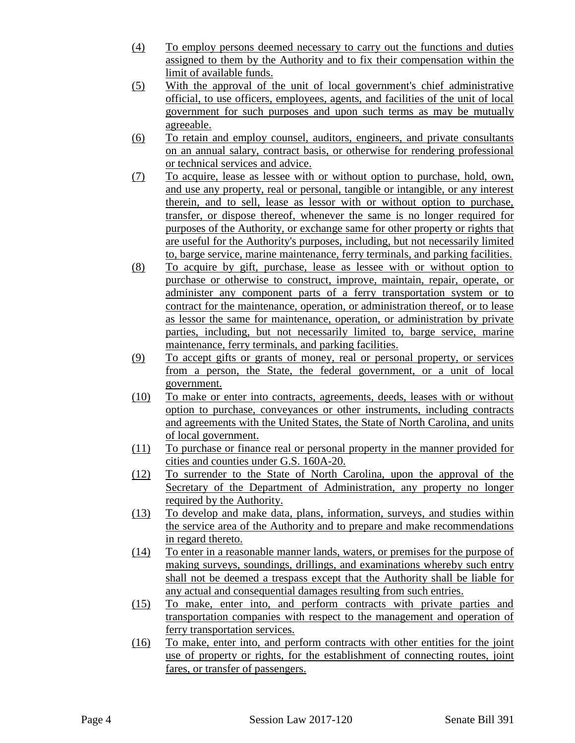(4) To employ persons deemed necessary to carry out the functions and duties assigned to them by the Authority and to fix their compensation within the limit of available funds.

(5) With the approval of the unit of local government's chief administrative official, to use officers, employees, agents, and facilities of the unit of local government for such purposes and upon such terms as may be mutually agreeable.

(6) To retain and employ counsel, auditors, engineers, and private consultants on an annual salary, contract basis, or otherwise for rendering professional or technical services and advice.

(7) To acquire, lease as lessee with or without option to purchase, hold, own, and use any property, real or personal, tangible or intangible, or any interest therein, and to sell, lease as lessor with or without option to purchase, transfer, or dispose thereof, whenever the same is no longer required for purposes of the Authority, or exchange same for other property or rights that are useful for the Authority's purposes, including, but not necessarily limited to, barge service, marine maintenance, ferry terminals, and parking facilities.

(8) To acquire by gift, purchase, lease as lessee with or without option to purchase or otherwise to construct, improve, maintain, repair, operate, or administer any component parts of a ferry transportation system or to contract for the maintenance, operation, or administration thereof, or to lease as lessor the same for maintenance, operation, or administration by private parties, including, but not necessarily limited to, barge service, marine maintenance, ferry terminals, and parking facilities.

(9) To accept gifts or grants of money, real or personal property, or services from a person, the State, the federal government, or a unit of local government.

(10) To make or enter into contracts, agreements, deeds, leases with or without option to purchase, conveyances or other instruments, including contracts and agreements with the United States, the State of North Carolina, and units of local government.

(11) To purchase or finance real or personal property in the manner provided for cities and counties under G.S. 160A-20.

(12) To surrender to the State of North Carolina, upon the approval of the Secretary of the Department of Administration, any property no longer required by the Authority.

(13) To develop and make data, plans, information, surveys, and studies within the service area of the Authority and to prepare and make recommendations in regard thereto.

(14) To enter in a reasonable manner lands, waters, or premises for the purpose of making surveys, soundings, drillings, and examinations whereby such entry shall not be deemed a trespass except that the Authority shall be liable for any actual and consequential damages resulting from such entries.

(15) To make, enter into, and perform contracts with private parties and transportation companies with respect to the management and operation of ferry transportation services.

(16) To make, enter into, and perform contracts with other entities for the joint use of property or rights, for the establishment of connecting routes, joint fares, or transfer of passengers.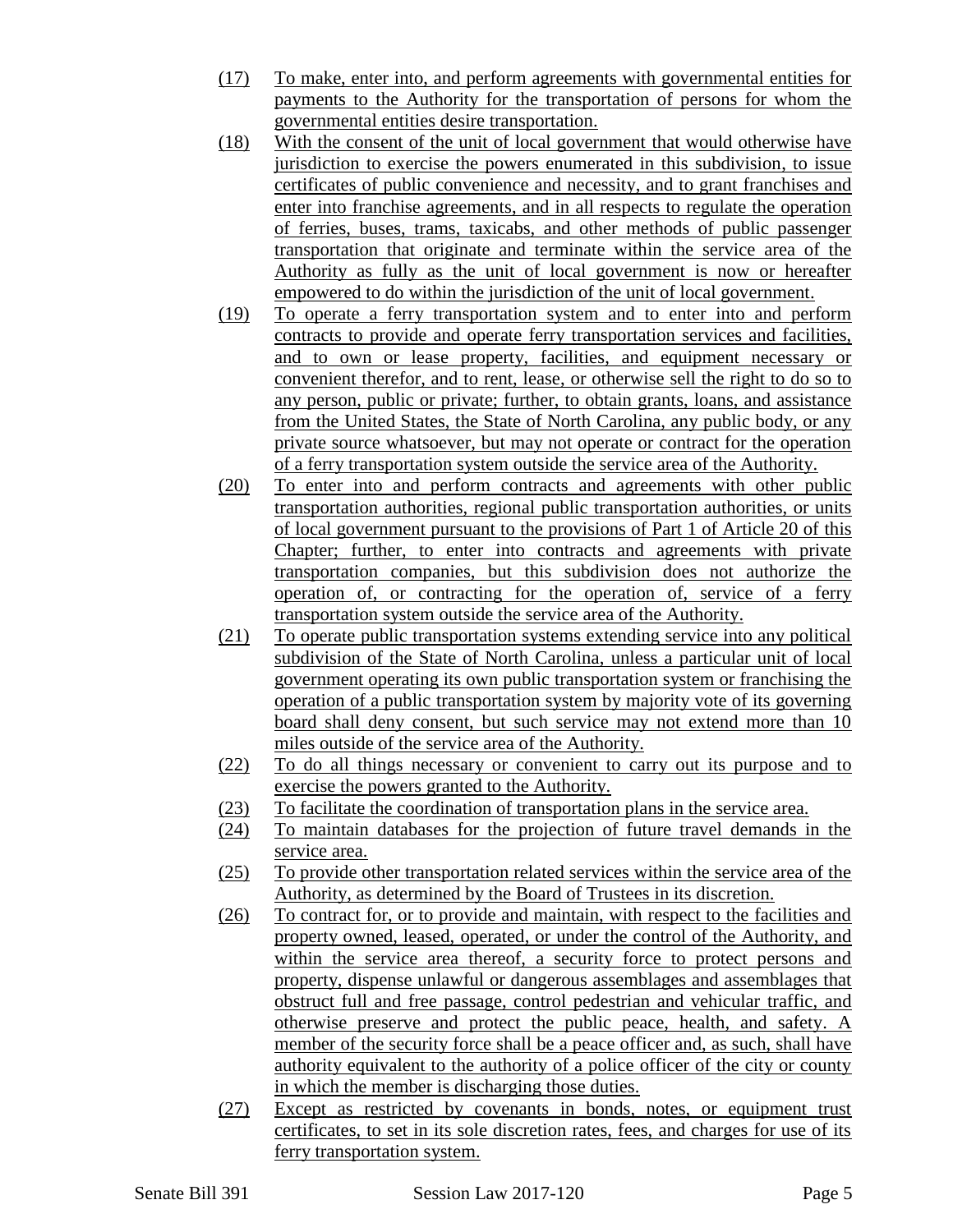(17) To make, enter into, and perform agreements with governmental entities for payments to the Authority for the transportation of persons for whom the governmental entities desire transportation.

(18) With the consent of the unit of local government that would otherwise have jurisdiction to exercise the powers enumerated in this subdivision, to issue certificates of public convenience and necessity, and to grant franchises and enter into franchise agreements, and in all respects to regulate the operation of ferries, buses, trams, taxicabs, and other methods of public passenger transportation that originate and terminate within the service area of the Authority as fully as the unit of local government is now or hereafter empowered to do within the jurisdiction of the unit of local government.

(19) To operate a ferry transportation system and to enter into and perform contracts to provide and operate ferry transportation services and facilities, and to own or lease property, facilities, and equipment necessary or convenient therefor, and to rent, lease, or otherwise sell the right to do so to any person, public or private; further, to obtain grants, loans, and assistance from the United States, the State of North Carolina, any public body, or any private source whatsoever, but may not operate or contract for the operation of a ferry transportation system outside the service area of the Authority.

(20) To enter into and perform contracts and agreements with other public transportation authorities, regional public transportation authorities, or units of local government pursuant to the provisions of Part 1 of Article 20 of this Chapter; further, to enter into contracts and agreements with private transportation companies, but this subdivision does not authorize the operation of, or contracting for the operation of, service of a ferry transportation system outside the service area of the Authority.

(21) To operate public transportation systems extending service into any political subdivision of the State of North Carolina, unless a particular unit of local government operating its own public transportation system or franchising the operation of a public transportation system by majority vote of its governing board shall deny consent, but such service may not extend more than 10 miles outside of the service area of the Authority.

(22) To do all things necessary or convenient to carry out its purpose and to exercise the powers granted to the Authority.

(23) To facilitate the coordination of transportation plans in the service area.

(24) To maintain databases for the projection of future travel demands in the service area.

(25) To provide other transportation related services within the service area of the Authority, as determined by the Board of Trustees in its discretion.

(26) To contract for, or to provide and maintain, with respect to the facilities and property owned, leased, operated, or under the control of the Authority, and within the service area thereof, a security force to protect persons and property, dispense unlawful or dangerous assemblages and assemblages that obstruct full and free passage, control pedestrian and vehicular traffic, and otherwise preserve and protect the public peace, health, and safety. A member of the security force shall be a peace officer and, as such, shall have authority equivalent to the authority of a police officer of the city or county in which the member is discharging those duties.

(27) Except as restricted by covenants in bonds, notes, or equipment trust certificates, to set in its sole discretion rates, fees, and charges for use of its ferry transportation system.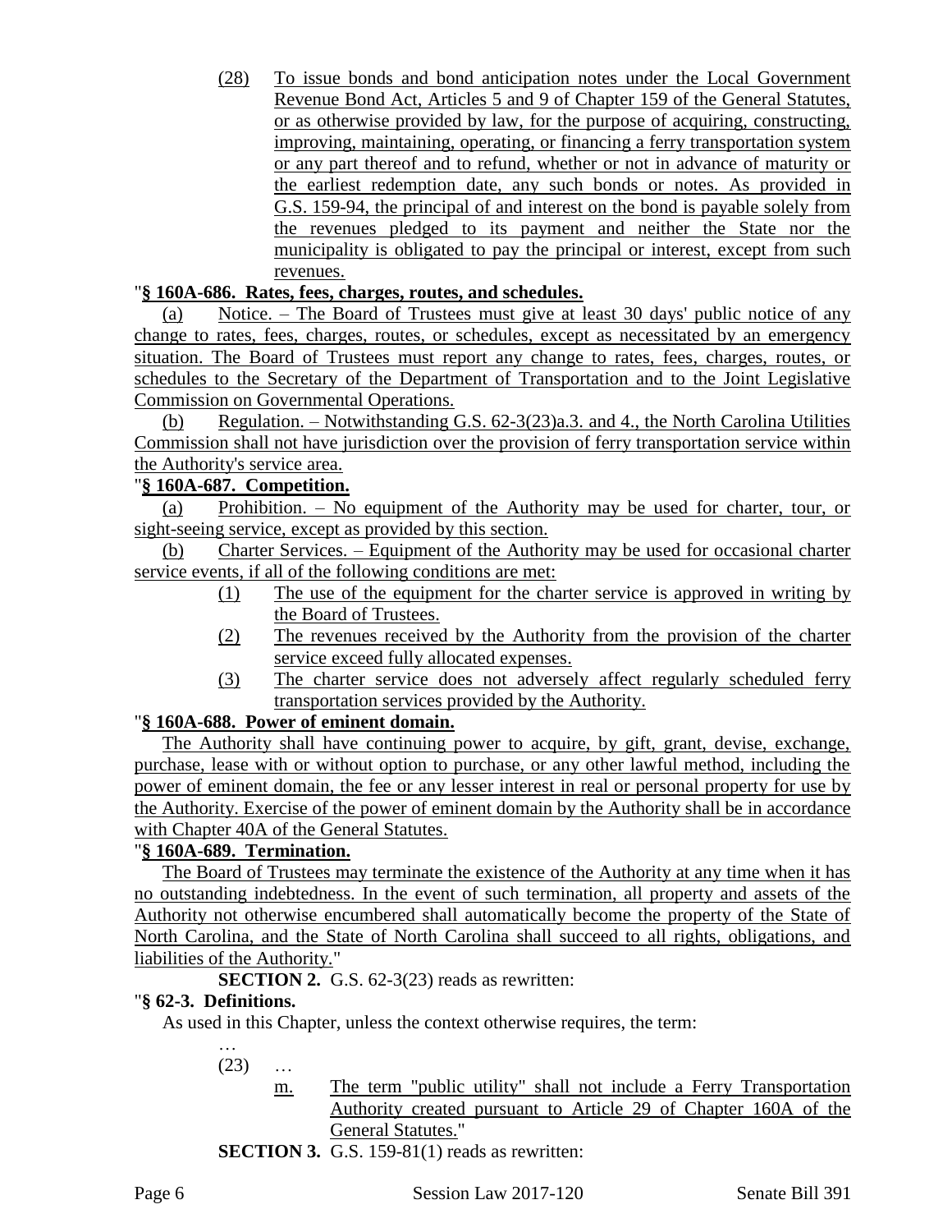(28) To issue bonds and bond anticipation notes under the Local Government Revenue Bond Act, Articles 5 and 9 of Chapter 159 of the General Statutes, or as otherwise provided by law, for the purpose of acquiring, constructing, improving, maintaining, operating, or financing a ferry transportation system or any part thereof and to refund, whether or not in advance of maturity or the earliest redemption date, any such bonds or notes. As provided in G.S. 159-94, the principal of and interest on the bond is payable solely from the revenues pledged to its payment and neither the State nor the municipality is obligated to pay the principal or interest, except from such revenues.

"**§ 160A-686. Rates, fees, charges, routes, and schedules.**

(a) Notice. – The Board of Trustees must give at least 30 days' public notice of any change to rates, fees, charges, routes, or schedules, except as necessitated by an emergency situation. The Board of Trustees must report any change to rates, fees, charges, routes, or schedules to the Secretary of the Department of Transportation and to the Joint Legislative Commission on Governmental Operations.

(b) Regulation. – Notwithstanding G.S. 62-3(23)a.3. and 4., the North Carolina Utilities Commission shall not have jurisdiction over the provision of ferry transportation service within the Authority's service area.

"**§ 160A-687. Competition.**

(a) Prohibition. – No equipment of the Authority may be used for charter, tour, or sight-seeing service, except as provided by this section.

(b) Charter Services. – Equipment of the Authority may be used for occasional charter service events, if all of the following conditions are met:

(1) The use of the equipment for the charter service is approved in writing by the Board of Trustees.

(2) The revenues received by the Authority from the provision of the charter service exceed fully allocated expenses.

(3) The charter service does not adversely affect regularly scheduled ferry transportation services provided by the Authority.

"**§ 160A-688. Power of eminent domain.**

The Authority shall have continuing power to acquire, by gift, grant, devise, exchange, purchase, lease with or without option to purchase, or any other lawful method, including the power of eminent domain, the fee or any lesser interest in real or personal property for use by the Authority. Exercise of the power of eminent domain by the Authority shall be in accordance with Chapter 40A of the General Statutes.

"**§ 160A-689. Termination.**

The Board of Trustees may terminate the existence of the Authority at any time when it has no outstanding indebtedness. In the event of such termination, all property and assets of the Authority not otherwise encumbered shall automatically become the property of the State of North Carolina, and the State of North Carolina shall succeed to all rights, obligations, and liabilities of the Authority."

**SECTION 2.** G.S. 62-3(23) reads as rewritten:

"**§ 62-3. Definitions.**

As used in this Chapter, unless the context otherwise requires, the term:

…

(23) …

m. The term "public utility" shall not include a Ferry Transportation Authority created pursuant to Article 29 of Chapter 160A of the General Statutes."

**SECTION 3.** G.S. 159-81(1) reads as rewritten: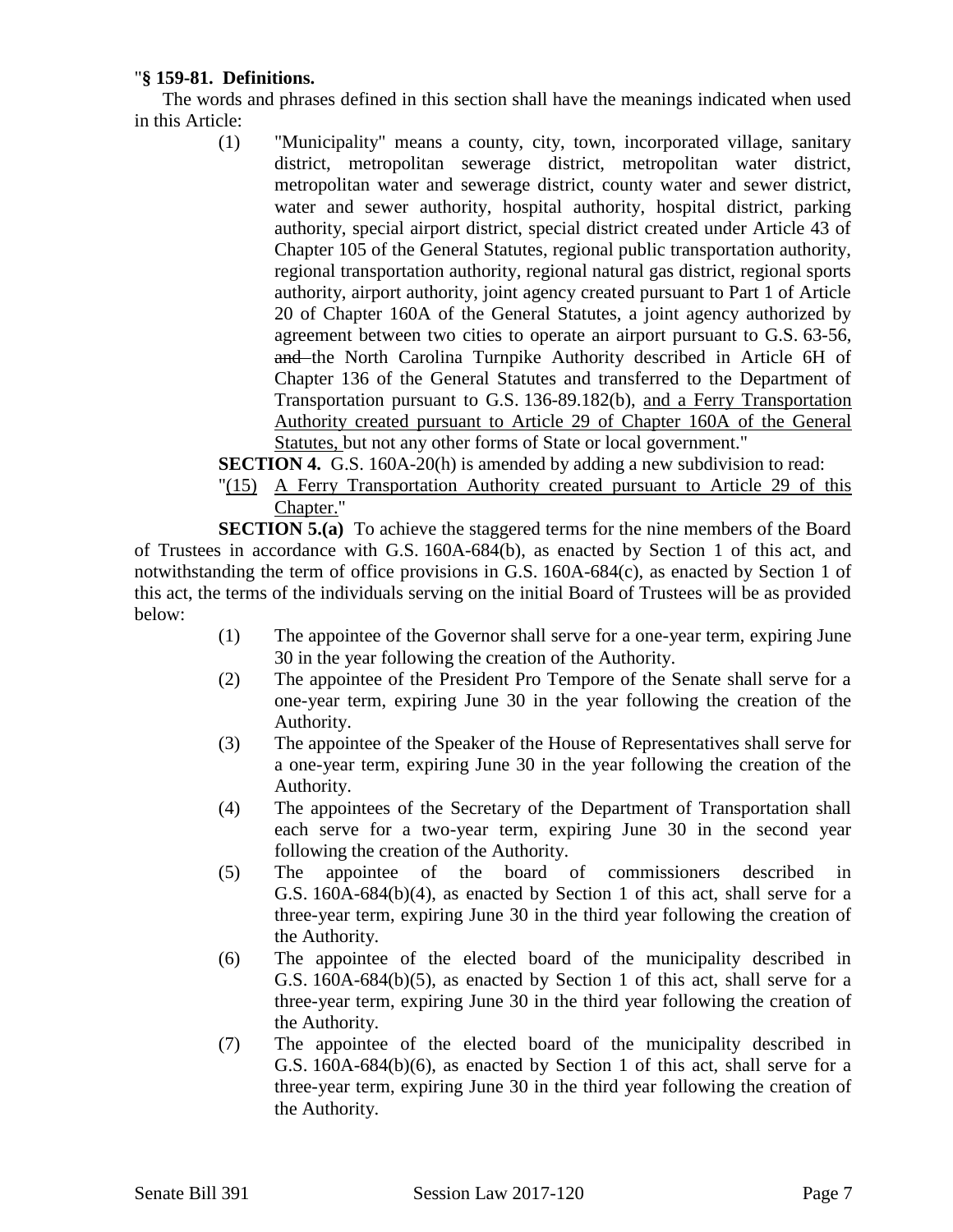"**§ 159-81. Definitions.**

The words and phrases defined in this section shall have the meanings indicated when used in this Article:

(1) "Municipality" means a county, city, town, incorporated village, sanitary district, metropolitan sewerage district, metropolitan water district, metropolitan water and sewerage district, county water and sewer district, water and sewer authority, hospital authority, hospital district, parking authority, special airport district, special district created under Article 43 of Chapter 105 of the General Statutes, regional public transportation authority, regional transportation authority, regional natural gas district, regional sports authority, airport authority, joint agency created pursuant to Part 1 of Article 20 of Chapter 160A of the General Statutes, a joint agency authorized by agreement between two cities to operate an airport pursuant to G.S. 63-56, ~~and~~ the North Carolina Turnpike Authority described in Article 6H of Chapter 136 of the General Statutes and transferred to the Department of Transportation pursuant to G.S. 136-89.182(b), <u>and a Ferry Transportation Authority created pursuant to Article 29 of Chapter 160A of the General Statutes,</u> but not any other forms of State or local government."

**SECTION 4.** G.S. 160A-20(h) is amended by adding a new subdivision to read:

"<u>(15) A Ferry Transportation Authority created pursuant to Article 29 of this Chapter.</u>"

**SECTION 5.(a)** To achieve the staggered terms for the nine members of the Board of Trustees in accordance with G.S. 160A-684(b), as enacted by Section 1 of this act, and notwithstanding the term of office provisions in G.S. 160A-684(c), as enacted by Section 1 of this act, the terms of the individuals serving on the initial Board of Trustees will be as provided below:

(1) The appointee of the Governor shall serve for a one-year term, expiring June 30 in the year following the creation of the Authority.

(2) The appointee of the President Pro Tempore of the Senate shall serve for a one-year term, expiring June 30 in the year following the creation of the Authority.

(3) The appointee of the Speaker of the House of Representatives shall serve for a one-year term, expiring June 30 in the year following the creation of the Authority.

(4) The appointees of the Secretary of the Department of Transportation shall each serve for a two-year term, expiring June 30 in the second year following the creation of the Authority.

(5) The appointee of the board of commissioners described in G.S. 160A-684(b)(4), as enacted by Section 1 of this act, shall serve for a three-year term, expiring June 30 in the third year following the creation of the Authority.

(6) The appointee of the elected board of the municipality described in G.S. 160A-684(b)(5), as enacted by Section 1 of this act, shall serve for a three-year term, expiring June 30 in the third year following the creation of the Authority.

(7) The appointee of the elected board of the municipality described in G.S. 160A-684(b)(6), as enacted by Section 1 of this act, shall serve for a three-year term, expiring June 30 in the third year following the creation of the Authority.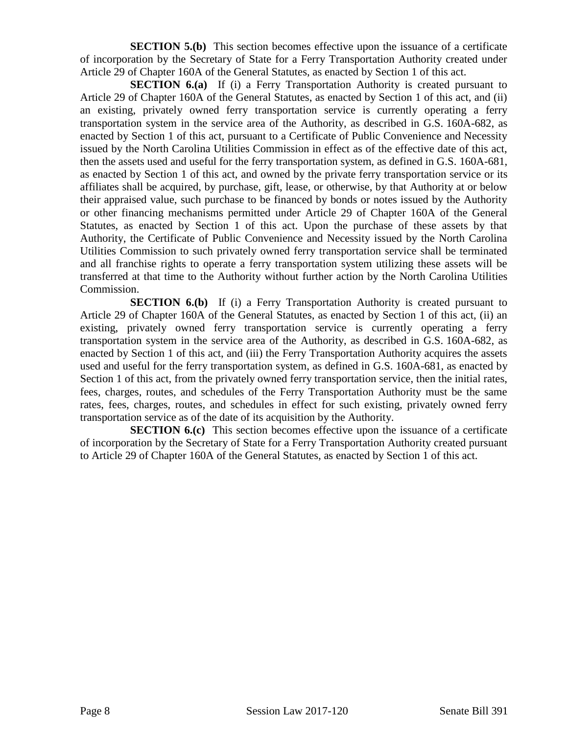**SECTION 5.(b)** This section becomes effective upon the issuance of a certificate of incorporation by the Secretary of State for a Ferry Transportation Authority created under Article 29 of Chapter 160A of the General Statutes, as enacted by Section 1 of this act.

**SECTION 6.(a)** If (i) a Ferry Transportation Authority is created pursuant to Article 29 of Chapter 160A of the General Statutes, as enacted by Section 1 of this act, and (ii) an existing, privately owned ferry transportation service is currently operating a ferry transportation system in the service area of the Authority, as described in G.S. 160A-682, as enacted by Section 1 of this act, pursuant to a Certificate of Public Convenience and Necessity issued by the North Carolina Utilities Commission in effect as of the effective date of this act, then the assets used and useful for the ferry transportation system, as defined in G.S. 160A-681, as enacted by Section 1 of this act, and owned by the private ferry transportation service or its affiliates shall be acquired, by purchase, gift, lease, or otherwise, by that Authority at or below their appraised value, such purchase to be financed by bonds or notes issued by the Authority or other financing mechanisms permitted under Article 29 of Chapter 160A of the General Statutes, as enacted by Section 1 of this act. Upon the purchase of these assets by that Authority, the Certificate of Public Convenience and Necessity issued by the North Carolina Utilities Commission to such privately owned ferry transportation service shall be terminated and all franchise rights to operate a ferry transportation system utilizing these assets will be transferred at that time to the Authority without further action by the North Carolina Utilities Commission.

**SECTION 6.(b)** If (i) a Ferry Transportation Authority is created pursuant to Article 29 of Chapter 160A of the General Statutes, as enacted by Section 1 of this act, (ii) an existing, privately owned ferry transportation service is currently operating a ferry transportation system in the service area of the Authority, as described in G.S. 160A-682, as enacted by Section 1 of this act, and (iii) the Ferry Transportation Authority acquires the assets used and useful for the ferry transportation system, as defined in G.S. 160A-681, as enacted by Section 1 of this act, from the privately owned ferry transportation service, then the initial rates, fees, charges, routes, and schedules of the Ferry Transportation Authority must be the same rates, fees, charges, routes, and schedules in effect for such existing, privately owned ferry transportation service as of the date of its acquisition by the Authority.

**SECTION 6.(c)** This section becomes effective upon the issuance of a certificate of incorporation by the Secretary of State for a Ferry Transportation Authority created pursuant to Article 29 of Chapter 160A of the General Statutes, as enacted by Section 1 of this act.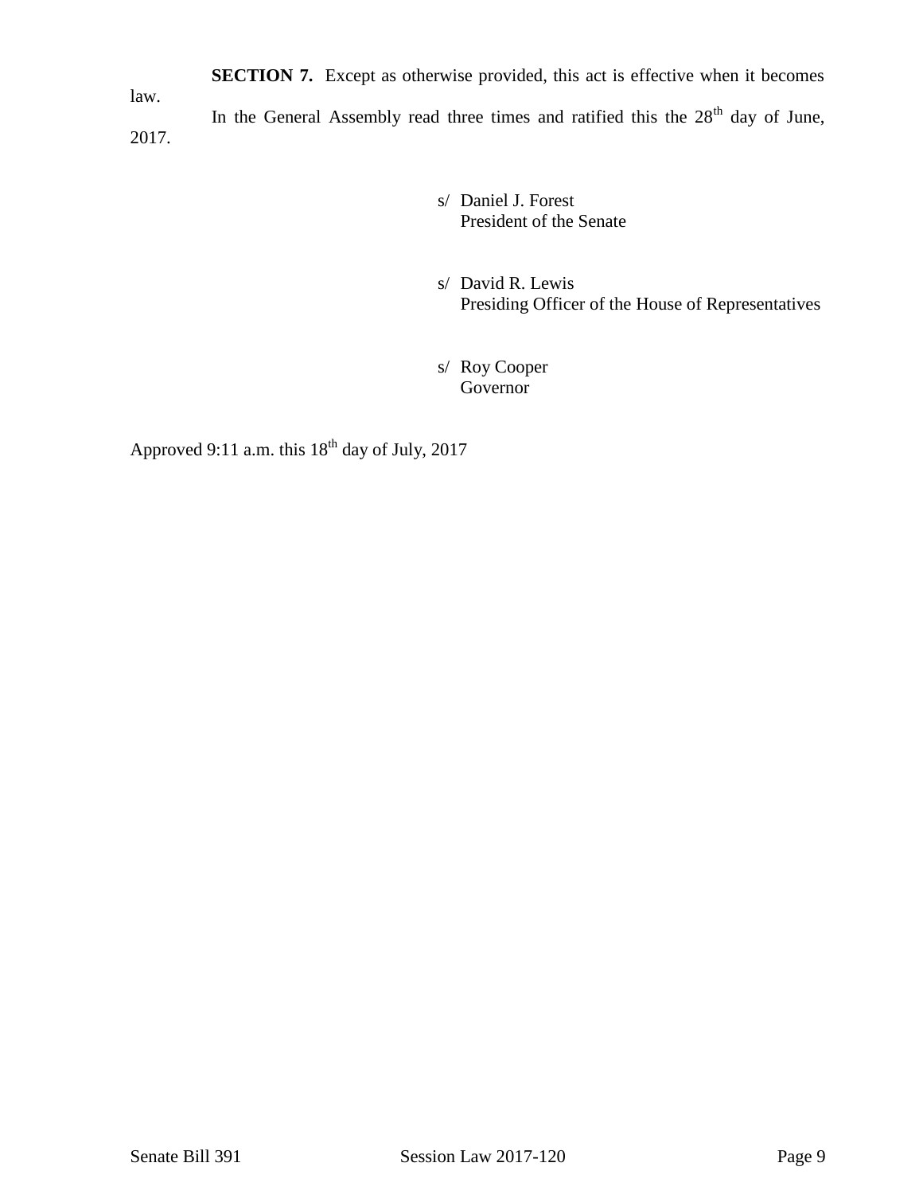**SECTION 7.** Except as otherwise provided, this act is effective when it becomes law.

In the General Assembly read three times and ratified this the 28th day of June, 2017.

s/ Daniel J. Forest
President of the Senate

s/ David R. Lewis
Presiding Officer of the House of Representatives

s/ Roy Cooper
Governor

Approved 9:11 a.m. this 18th day of July, 2017